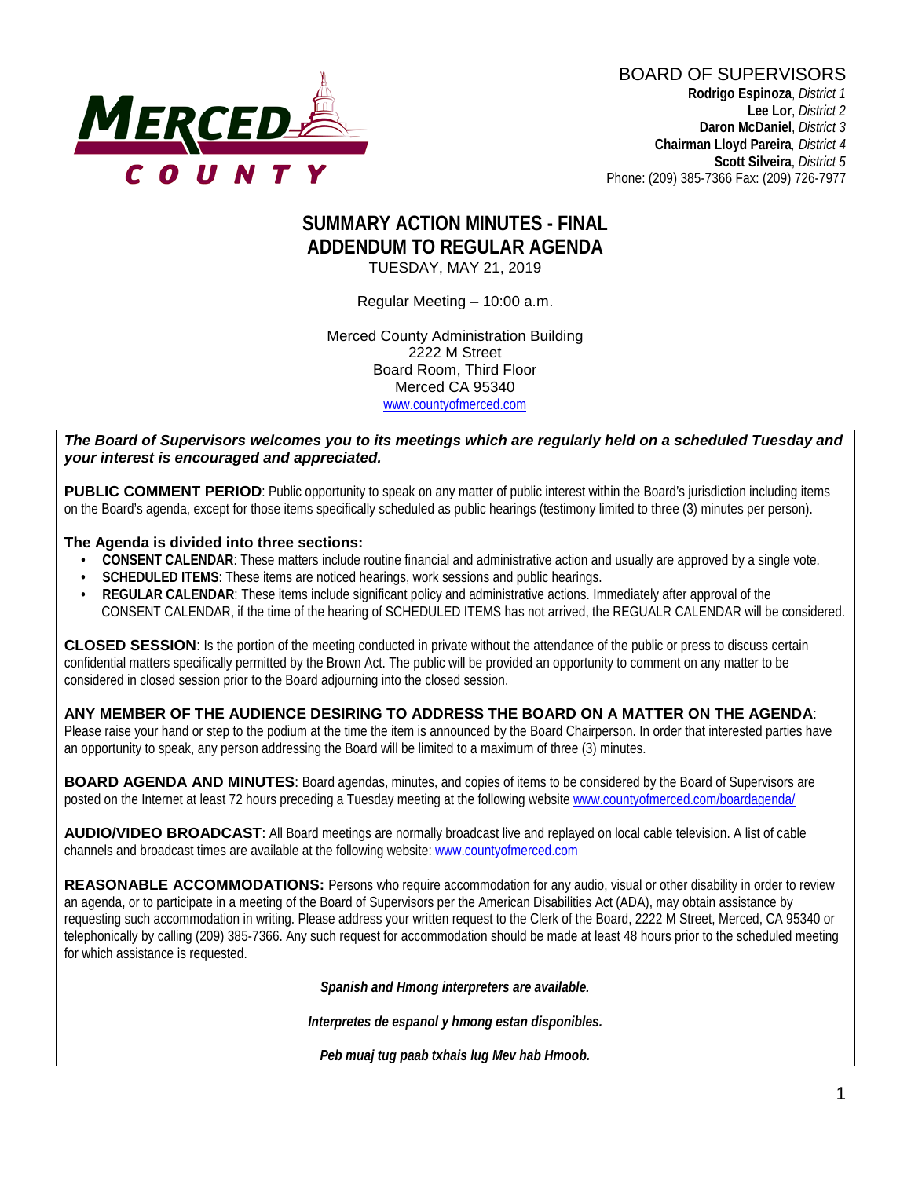**BOARD OF SUPERVISORS**
**Rodrigo Espinoza**, *District 1*
**Lee Lor**, *District 2*
**Daron McDaniel**, *District 3*
**Chairman Lloyd Pareira**, *District 4*
**Scott Silveira**, *District 5*
Phone: (209) 385-7366 Fax: (209) 726-7977

# SUMMARY ACTION MINUTES - FINAL
# ADDENDUM TO REGULAR AGENDA

TUESDAY, MAY 21, 2019

Regular Meeting – 10:00 a.m.

Merced County Administration Building
2222 M Street
Board Room, Third Floor
Merced CA 95340
www.countyofmerced.com

***The Board of Supervisors welcomes you to its meetings which are regularly held on a scheduled Tuesday and your interest is encouraged and appreciated.***

**PUBLIC COMMENT PERIOD**: Public opportunity to speak on any matter of public interest within the Board's jurisdiction including items on the Board's agenda, except for those items specifically scheduled as public hearings (testimony limited to three (3) minutes per person).

**The Agenda is divided into three sections:**

- **CONSENT CALENDAR**: These matters include routine financial and administrative action and usually are approved by a single vote.
- **SCHEDULED ITEMS**: These items are noticed hearings, work sessions and public hearings.
- **REGULAR CALENDAR**: These items include significant policy and administrative actions. Immediately after approval of the CONSENT CALENDAR, if the time of the hearing of SCHEDULED ITEMS has not arrived, the REGUALR CALENDAR will be considered.

**CLOSED SESSION**: Is the portion of the meeting conducted in private without the attendance of the public or press to discuss certain confidential matters specifically permitted by the Brown Act. The public will be provided an opportunity to comment on any matter to be considered in closed session prior to the Board adjourning into the closed session.

**ANY MEMBER OF THE AUDIENCE DESIRING TO ADDRESS THE BOARD ON A MATTER ON THE AGENDA**: Please raise your hand or step to the podium at the time the item is announced by the Board Chairperson. In order that interested parties have an opportunity to speak, any person addressing the Board will be limited to a maximum of three (3) minutes.

**BOARD AGENDA AND MINUTES**: Board agendas, minutes, and copies of items to be considered by the Board of Supervisors are posted on the Internet at least 72 hours preceding a Tuesday meeting at the following website www.countyofmerced.com/boardagenda/

**AUDIO/VIDEO BROADCAST**: All Board meetings are normally broadcast live and replayed on local cable television. A list of cable channels and broadcast times are available at the following website: www.countyofmerced.com

**REASONABLE ACCOMMODATIONS:** Persons who require accommodation for any audio, visual or other disability in order to review an agenda, or to participate in a meeting of the Board of Supervisors per the American Disabilities Act (ADA), may obtain assistance by requesting such accommodation in writing. Please address your written request to the Clerk of the Board, 2222 M Street, Merced, CA 95340 or telephonically by calling (209) 385-7366. Any such request for accommodation should be made at least 48 hours prior to the scheduled meeting for which assistance is requested.

***Spanish and Hmong interpreters are available.***

***Interpretes de espanol y hmong estan disponibles.***

***Peb muaj tug paab txhais lug Mev hab Hmoob.***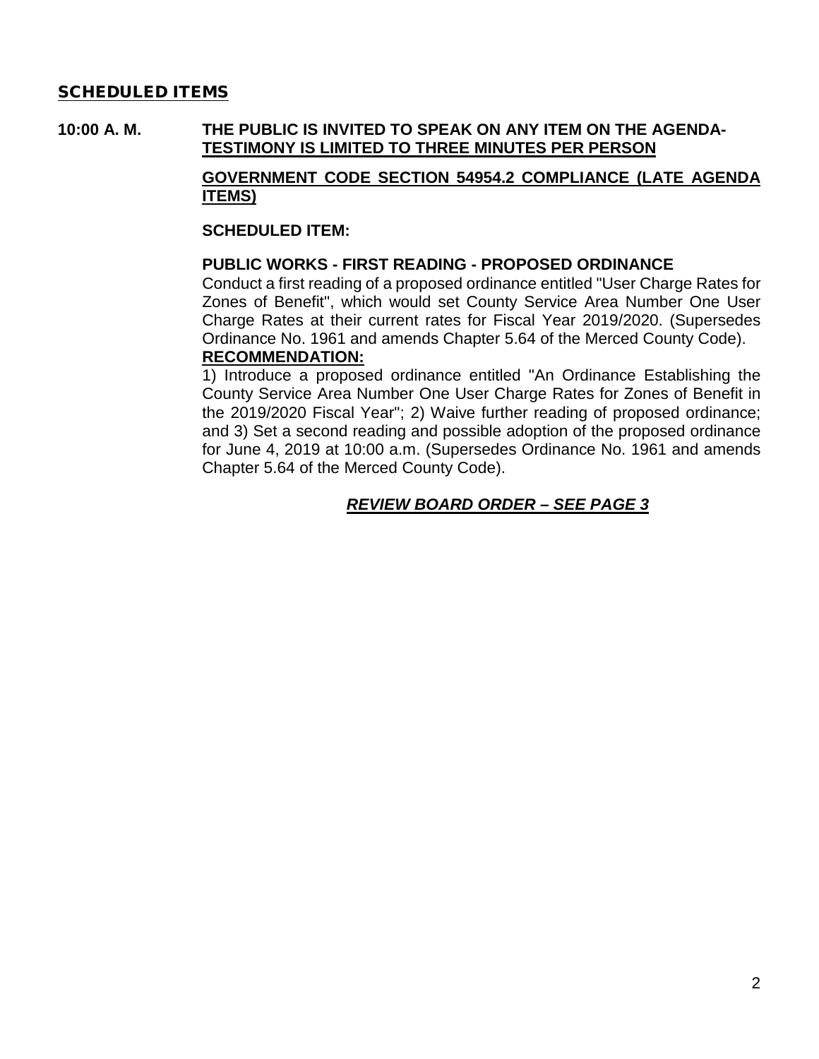## SCHEDULED ITEMS

**10:00 A. M.** **THE PUBLIC IS INVITED TO SPEAK ON ANY ITEM ON THE AGENDA-TESTIMONY IS LIMITED TO THREE MINUTES PER PERSON**

**GOVERNMENT CODE SECTION 54954.2 COMPLIANCE (LATE AGENDA ITEMS)**

**SCHEDULED ITEM:**

**PUBLIC WORKS - FIRST READING - PROPOSED ORDINANCE**

Conduct a first reading of a proposed ordinance entitled "User Charge Rates for Zones of Benefit", which would set County Service Area Number One User Charge Rates at their current rates for Fiscal Year 2019/2020. (Supersedes Ordinance No. 1961 and amends Chapter 5.64 of the Merced County Code).

**RECOMMENDATION:**

1) Introduce a proposed ordinance entitled "An Ordinance Establishing the County Service Area Number One User Charge Rates for Zones of Benefit in the 2019/2020 Fiscal Year"; 2) Waive further reading of proposed ordinance; and 3) Set a second reading and possible adoption of the proposed ordinance for June 4, 2019 at 10:00 a.m. (Supersedes Ordinance No. 1961 and amends Chapter 5.64 of the Merced County Code).

***REVIEW BOARD ORDER – SEE PAGE 3***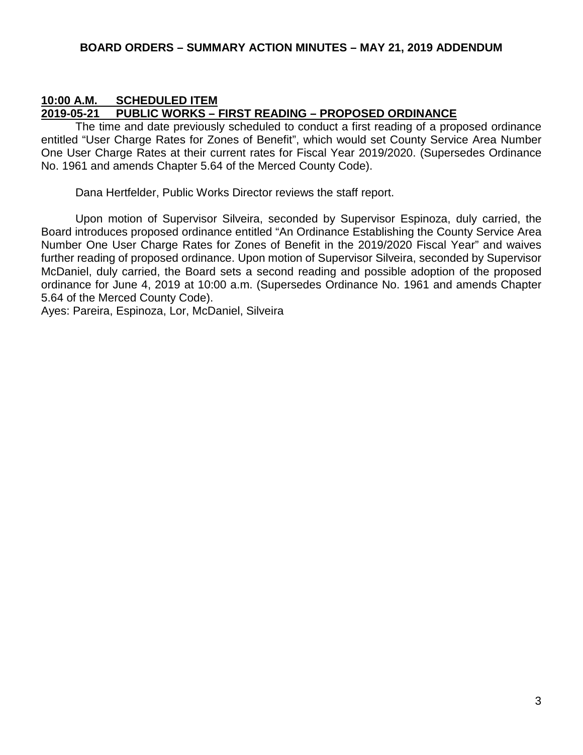**BOARD ORDERS – SUMMARY ACTION MINUTES – MAY 21, 2019 ADDENDUM**

**10:00 A.M. SCHEDULED ITEM**
**2019-05-21 PUBLIC WORKS – FIRST READING – PROPOSED ORDINANCE**

The time and date previously scheduled to conduct a first reading of a proposed ordinance entitled "User Charge Rates for Zones of Benefit", which would set County Service Area Number One User Charge Rates at their current rates for Fiscal Year 2019/2020. (Supersedes Ordinance No. 1961 and amends Chapter 5.64 of the Merced County Code).

Dana Hertfelder, Public Works Director reviews the staff report.

Upon motion of Supervisor Silveira, seconded by Supervisor Espinoza, duly carried, the Board introduces proposed ordinance entitled "An Ordinance Establishing the County Service Area Number One User Charge Rates for Zones of Benefit in the 2019/2020 Fiscal Year" and waives further reading of proposed ordinance. Upon motion of Supervisor Silveira, seconded by Supervisor McDaniel, duly carried, the Board sets a second reading and possible adoption of the proposed ordinance for June 4, 2019 at 10:00 a.m. (Supersedes Ordinance No. 1961 and amends Chapter 5.64 of the Merced County Code).

Ayes: Pareira, Espinoza, Lor, McDaniel, Silveira